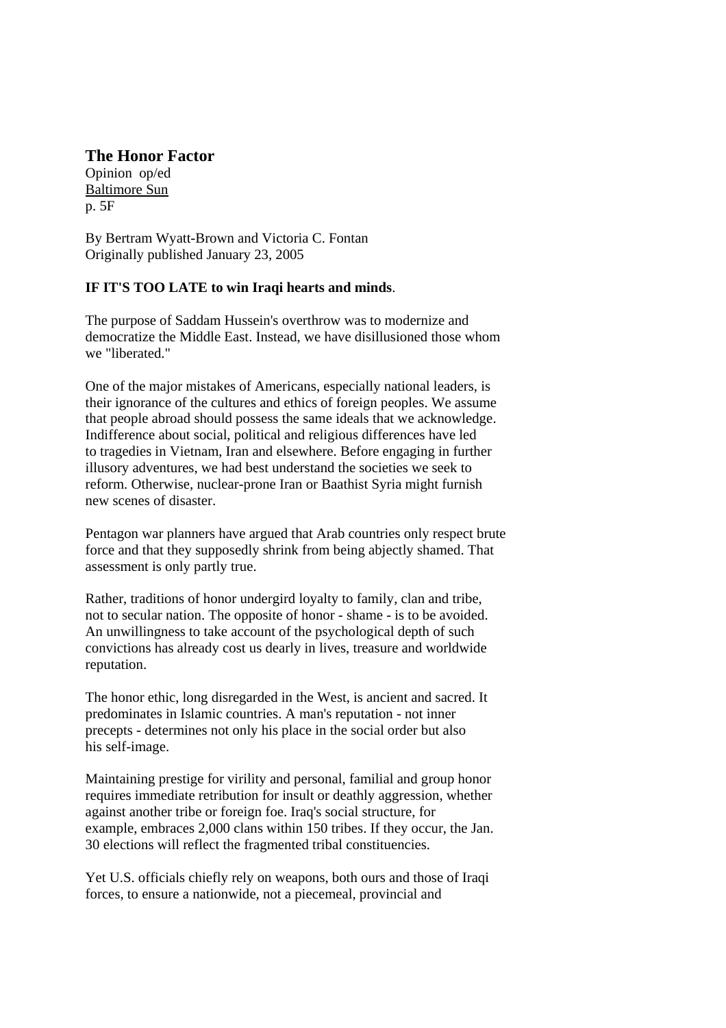## The Honor Factor

Opinion op/ed
Baltimore Sun
p. 5F

By Bertram Wyatt-Brown and Victoria C. Fontan
Originally published January 23, 2005

**IF IT'S TOO LATE to win Iraqi hearts and minds**.

The purpose of Saddam Hussein's overthrow was to modernize and democratize the Middle East. Instead, we have disillusioned those whom we "liberated."

One of the major mistakes of Americans, especially national leaders, is their ignorance of the cultures and ethics of foreign peoples. We assume that people abroad should possess the same ideals that we acknowledge. Indifference about social, political and religious differences have led to tragedies in Vietnam, Iran and elsewhere. Before engaging in further illusory adventures, we had best understand the societies we seek to reform. Otherwise, nuclear-prone Iran or Baathist Syria might furnish new scenes of disaster.

Pentagon war planners have argued that Arab countries only respect brute force and that they supposedly shrink from being abjectly shamed. That assessment is only partly true.

Rather, traditions of honor undergird loyalty to family, clan and tribe, not to secular nation. The opposite of honor - shame - is to be avoided. An unwillingness to take account of the psychological depth of such convictions has already cost us dearly in lives, treasure and worldwide reputation.

The honor ethic, long disregarded in the West, is ancient and sacred. It predominates in Islamic countries. A man's reputation - not inner precepts - determines not only his place in the social order but also his self-image.

Maintaining prestige for virility and personal, familial and group honor requires immediate retribution for insult or deathly aggression, whether against another tribe or foreign foe. Iraq's social structure, for example, embraces 2,000 clans within 150 tribes. If they occur, the Jan. 30 elections will reflect the fragmented tribal constituencies.

Yet U.S. officials chiefly rely on weapons, both ours and those of Iraqi forces, to ensure a nationwide, not a piecemeal, provincial and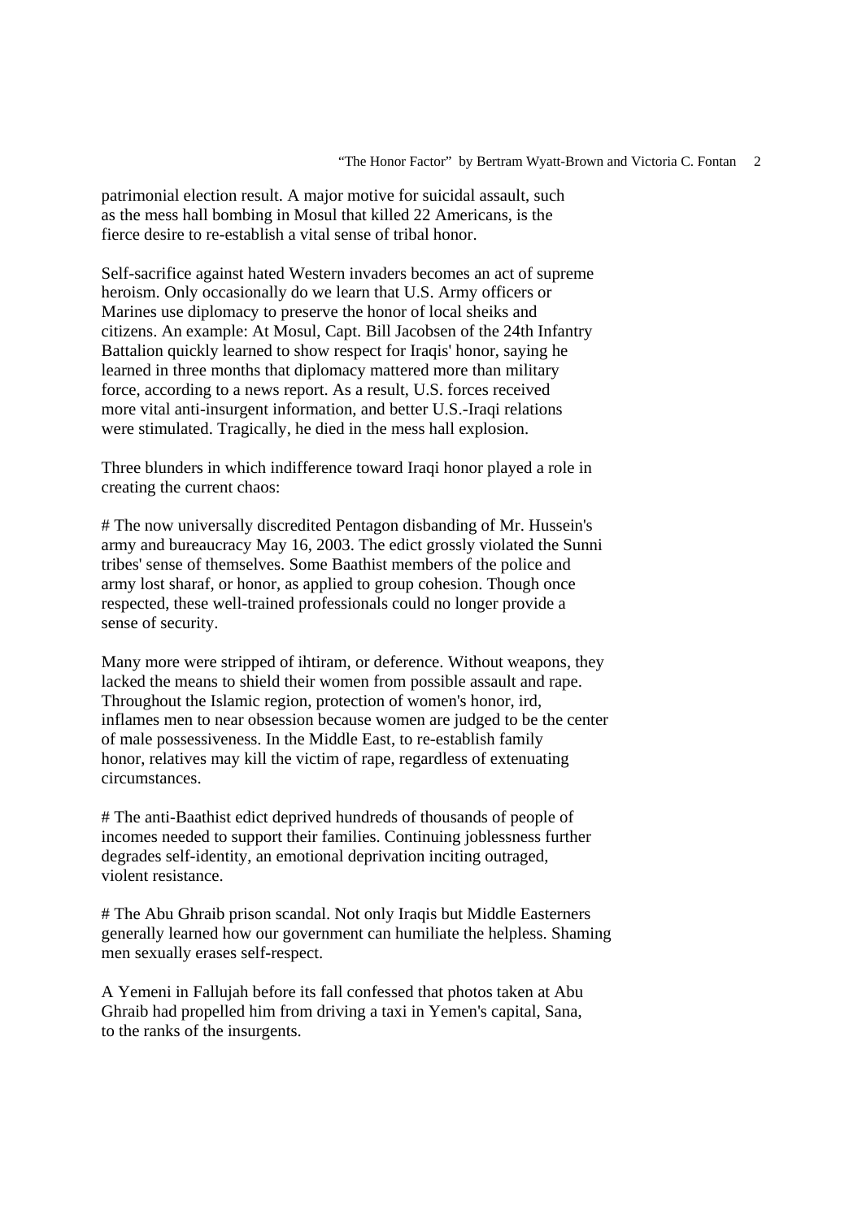patrimonial election result. A major motive for suicidal assault, such as the mess hall bombing in Mosul that killed 22 Americans, is the fierce desire to re-establish a vital sense of tribal honor.

Self-sacrifice against hated Western invaders becomes an act of supreme heroism. Only occasionally do we learn that U.S. Army officers or Marines use diplomacy to preserve the honor of local sheiks and citizens. An example: At Mosul, Capt. Bill Jacobsen of the 24th Infantry Battalion quickly learned to show respect for Iraqis' honor, saying he learned in three months that diplomacy mattered more than military force, according to a news report. As a result, U.S. forces received more vital anti-insurgent information, and better U.S.-Iraqi relations were stimulated. Tragically, he died in the mess hall explosion.

Three blunders in which indifference toward Iraqi honor played a role in creating the current chaos:

# The now universally discredited Pentagon disbanding of Mr. Hussein's army and bureaucracy May 16, 2003. The edict grossly violated the Sunni tribes' sense of themselves. Some Baathist members of the police and army lost sharaf, or honor, as applied to group cohesion. Though once respected, these well-trained professionals could no longer provide a sense of security.

Many more were stripped of ihtiram, or deference. Without weapons, they lacked the means to shield their women from possible assault and rape. Throughout the Islamic region, protection of women's honor, ird, inflames men to near obsession because women are judged to be the center of male possessiveness. In the Middle East, to re-establish family honor, relatives may kill the victim of rape, regardless of extenuating circumstances.

# The anti-Baathist edict deprived hundreds of thousands of people of incomes needed to support their families. Continuing joblessness further degrades self-identity, an emotional deprivation inciting outraged, violent resistance.

# The Abu Ghraib prison scandal. Not only Iraqis but Middle Easterners generally learned how our government can humiliate the helpless. Shaming men sexually erases self-respect.

A Yemeni in Fallujah before its fall confessed that photos taken at Abu Ghraib had propelled him from driving a taxi in Yemen's capital, Sana, to the ranks of the insurgents.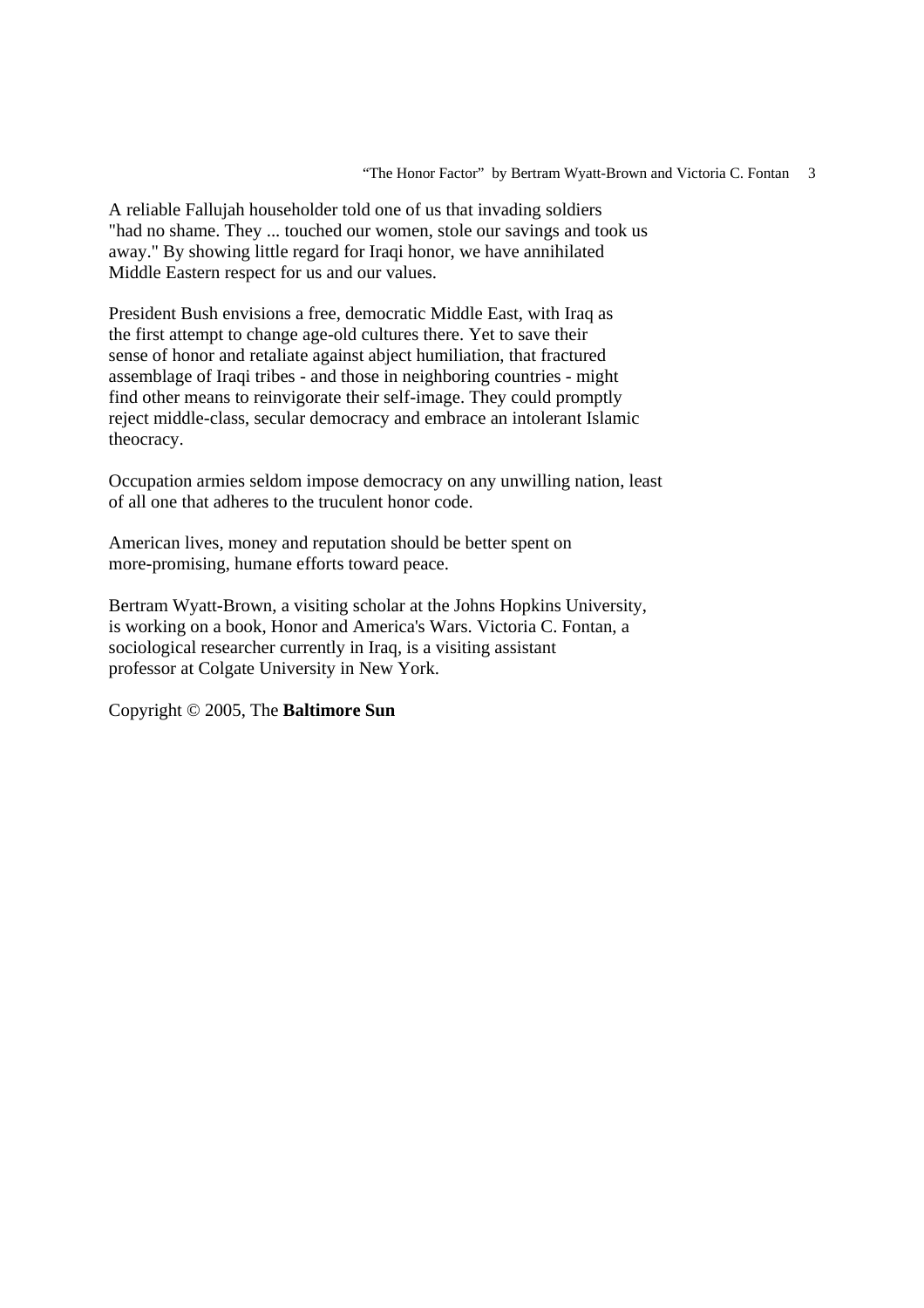A reliable Fallujah householder told one of us that invading soldiers "had no shame. They ... touched our women, stole our savings and took us away." By showing little regard for Iraqi honor, we have annihilated Middle Eastern respect for us and our values.

President Bush envisions a free, democratic Middle East, with Iraq as the first attempt to change age-old cultures there. Yet to save their sense of honor and retaliate against abject humiliation, that fractured assemblage of Iraqi tribes - and those in neighboring countries - might find other means to reinvigorate their self-image. They could promptly reject middle-class, secular democracy and embrace an intolerant Islamic theocracy.

Occupation armies seldom impose democracy on any unwilling nation, least of all one that adheres to the truculent honor code.

American lives, money and reputation should be better spent on more-promising, humane efforts toward peace.

Bertram Wyatt-Brown, a visiting scholar at the Johns Hopkins University, is working on a book, Honor and America's Wars. Victoria C. Fontan, a sociological researcher currently in Iraq, is a visiting assistant professor at Colgate University in New York.

Copyright © 2005, The **Baltimore Sun**